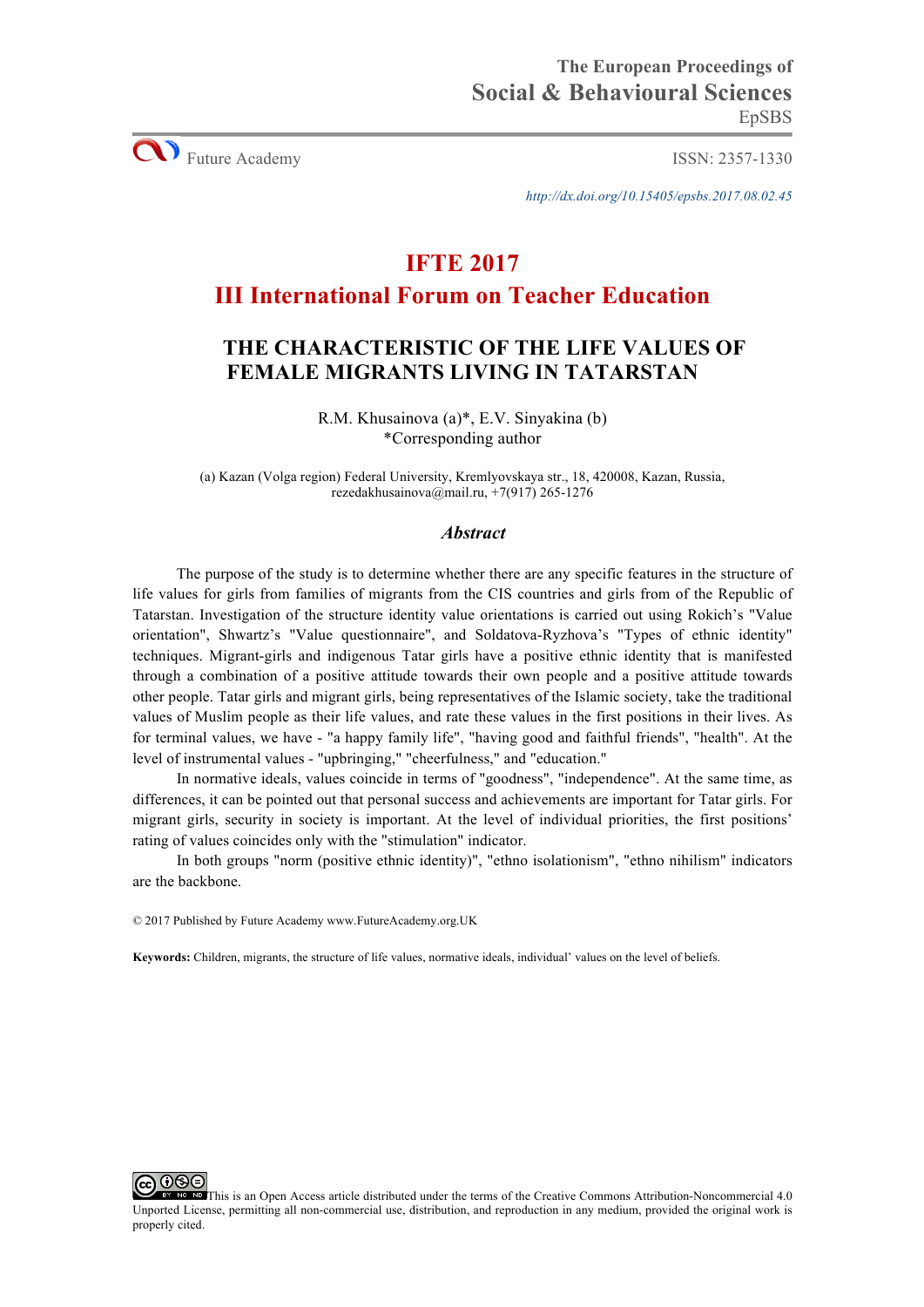The European Proceedings of
Social & Behavioural Sciences
EpSBS

Future Academy ISSN: 2357-1330

http://dx.doi.org/10.15405/epsbs.2017.08.02.45

# IFTE 2017
# III International Forum on Teacher Education

## THE CHARACTERISTIC OF THE LIFE VALUES OF FEMALE MIGRANTS LIVING IN TATARSTAN

R.M. Khusainova (a)*, E.V. Sinyakina (b)
*Corresponding author

(a) Kazan (Volga region) Federal University, Kremlyovskaya str., 18, 420008, Kazan, Russia, rezedakhusainova@mail.ru, +7(917) 265-1276

### *Abstract*

The purpose of the study is to determine whether there are any specific features in the structure of life values for girls from families of migrants from the CIS countries and girls from of the Republic of Tatarstan. Investigation of the structure identity value orientations is carried out using Rokich's "Value orientation", Shwartz's "Value questionnaire", and Soldatova-Ryzhova's "Types of ethnic identity" techniques. Migrant-girls and indigenous Tatar girls have a positive ethnic identity that is manifested through a combination of a positive attitude towards their own people and a positive attitude towards other people. Tatar girls and migrant girls, being representatives of the Islamic society, take the traditional values of Muslim people as their life values, and rate these values in the first positions in their lives. As for terminal values, we have - "a happy family life", "having good and faithful friends", "health". At the level of instrumental values - "upbringing," "cheerfulness," and "education."

In normative ideals, values coincide in terms of "goodness", "independence". At the same time, as differences, it can be pointed out that personal success and achievements are important for Tatar girls. For migrant girls, security in society is important. At the level of individual priorities, the first positions' rating of values coincides only with the "stimulation" indicator.

In both groups "norm (positive ethnic identity)", "ethno isolationism", "ethno nihilism" indicators are the backbone.

© 2017 Published by Future Academy www.FutureAcademy.org.UK

**Keywords:** Children, migrants, the structure of life values, normative ideals, individual' values on the level of beliefs.

This is an Open Access article distributed under the terms of the Creative Commons Attribution-Noncommercial 4.0 Unported License, permitting all non-commercial use, distribution, and reproduction in any medium, provided the original work is properly cited.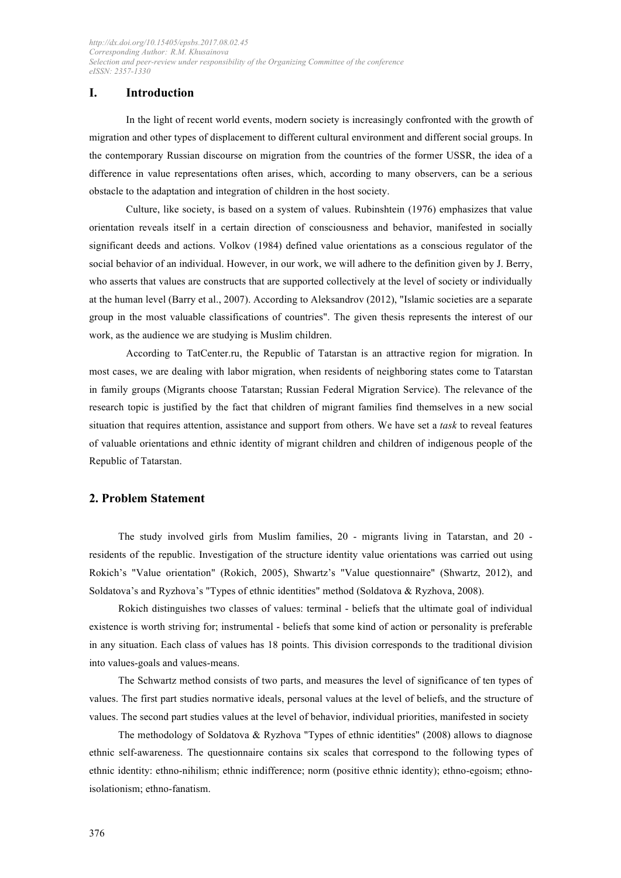# I. Introduction

In the light of recent world events, modern society is increasingly confronted with the growth of migration and other types of displacement to different cultural environment and different social groups. In the contemporary Russian discourse on migration from the countries of the former USSR, the idea of a difference in value representations often arises, which, according to many observers, can be a serious obstacle to the adaptation and integration of children in the host society.

Culture, like society, is based on a system of values. Rubinshtein (1976) emphasizes that value orientation reveals itself in a certain direction of consciousness and behavior, manifested in socially significant deeds and actions. Volkov (1984) defined value orientations as a conscious regulator of the social behavior of an individual. However, in our work, we will adhere to the definition given by J. Berry, who asserts that values are constructs that are supported collectively at the level of society or individually at the human level (Barry et al., 2007). According to Aleksandrov (2012), "Islamic societies are a separate group in the most valuable classifications of countries". The given thesis represents the interest of our work, as the audience we are studying is Muslim children.

According to TatCenter.ru, the Republic of Tatarstan is an attractive region for migration. In most cases, we are dealing with labor migration, when residents of neighboring states come to Tatarstan in family groups (Migrants choose Tatarstan; Russian Federal Migration Service). The relevance of the research topic is justified by the fact that children of migrant families find themselves in a new social situation that requires attention, assistance and support from others. We have set a *task* to reveal features of valuable orientations and ethnic identity of migrant children and children of indigenous people of the Republic of Tatarstan.

## 2. Problem Statement

The study involved girls from Muslim families, 20 - migrants living in Tatarstan, and 20 - residents of the republic. Investigation of the structure identity value orientations was carried out using Rokich's "Value orientation" (Rokich, 2005), Shwartz's "Value questionnaire" (Shwartz, 2012), and Soldatova's and Ryzhova's "Types of ethnic identities" method (Soldatova & Ryzhova, 2008).

Rokich distinguishes two classes of values: terminal - beliefs that the ultimate goal of individual existence is worth striving for; instrumental - beliefs that some kind of action or personality is preferable in any situation. Each class of values has 18 points. This division corresponds to the traditional division into values-goals and values-means.

The Schwartz method consists of two parts, and measures the level of significance of ten types of values. The first part studies normative ideals, personal values at the level of beliefs, and the structure of values. The second part studies values at the level of behavior, individual priorities, manifested in society

The methodology of Soldatova & Ryzhova "Types of ethnic identities" (2008) allows to diagnose ethnic self-awareness. The questionnaire contains six scales that correspond to the following types of ethnic identity: ethno-nihilism; ethnic indifference; norm (positive ethnic identity); ethno-egoism; ethno-isolationism; ethno-fanatism.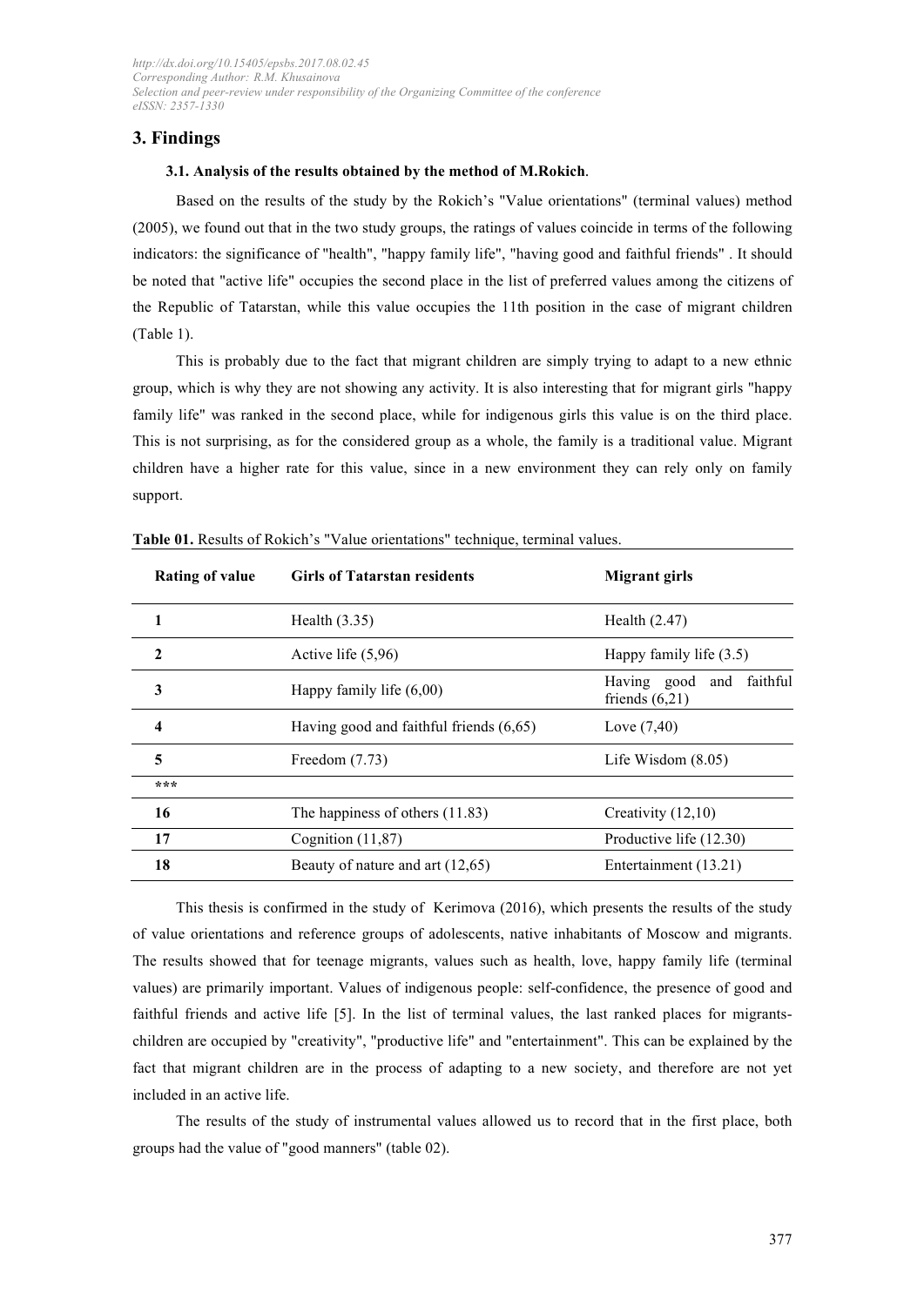## 3. Findings

### 3.1. Analysis of the results obtained by the method of M.Rokich.

Based on the results of the study by the Rokich's "Value orientations" (terminal values) method (2005), we found out that in the two study groups, the ratings of values coincide in terms of the following indicators: the significance of "health", "happy family life", "having good and faithful friends" . It should be noted that "active life" occupies the second place in the list of preferred values among the citizens of the Republic of Tatarstan, while this value occupies the 11th position in the case of migrant children (Table 1).

This is probably due to the fact that migrant children are simply trying to adapt to a new ethnic group, which is why they are not showing any activity. It is also interesting that for migrant girls "happy family life" was ranked in the second place, while for indigenous girls this value is on the third place. This is not surprising, as for the considered group as a whole, the family is a traditional value. Migrant children have a higher rate for this value, since in a new environment they can rely only on family support.

**Table 01.** Results of Rokich's "Value orientations" technique, terminal values.

| Rating of value | Girls of Tatarstan residents | Migrant girls |
|---|---|---|
| 1 | Health (3.35) | Health (2.47) |
| 2 | Active life (5,96) | Happy family life (3.5) |
| 3 | Happy family life (6,00) | Having good and faithful friends (6,21) |
| 4 | Having good and faithful friends (6,65) | Love (7,40) |
| 5 | Freedom (7.73) | Life Wisdom (8.05) |
| *** | | |
| 16 | The happiness of others (11.83) | Creativity (12,10) |
| 17 | Cognition (11,87) | Productive life (12.30) |
| 18 | Beauty of nature and art (12,65) | Entertainment (13.21) |

This thesis is confirmed in the study of Kerimova (2016), which presents the results of the study of value orientations and reference groups of adolescents, native inhabitants of Moscow and migrants. The results showed that for teenage migrants, values such as health, love, happy family life (terminal values) are primarily important. Values of indigenous people: self-confidence, the presence of good and faithful friends and active life [5]. In the list of terminal values, the last ranked places for migrants-children are occupied by "creativity", "productive life" and "entertainment". This can be explained by the fact that migrant children are in the process of adapting to a new society, and therefore are not yet included in an active life.

The results of the study of instrumental values allowed us to record that in the first place, both groups had the value of "good manners" (table 02).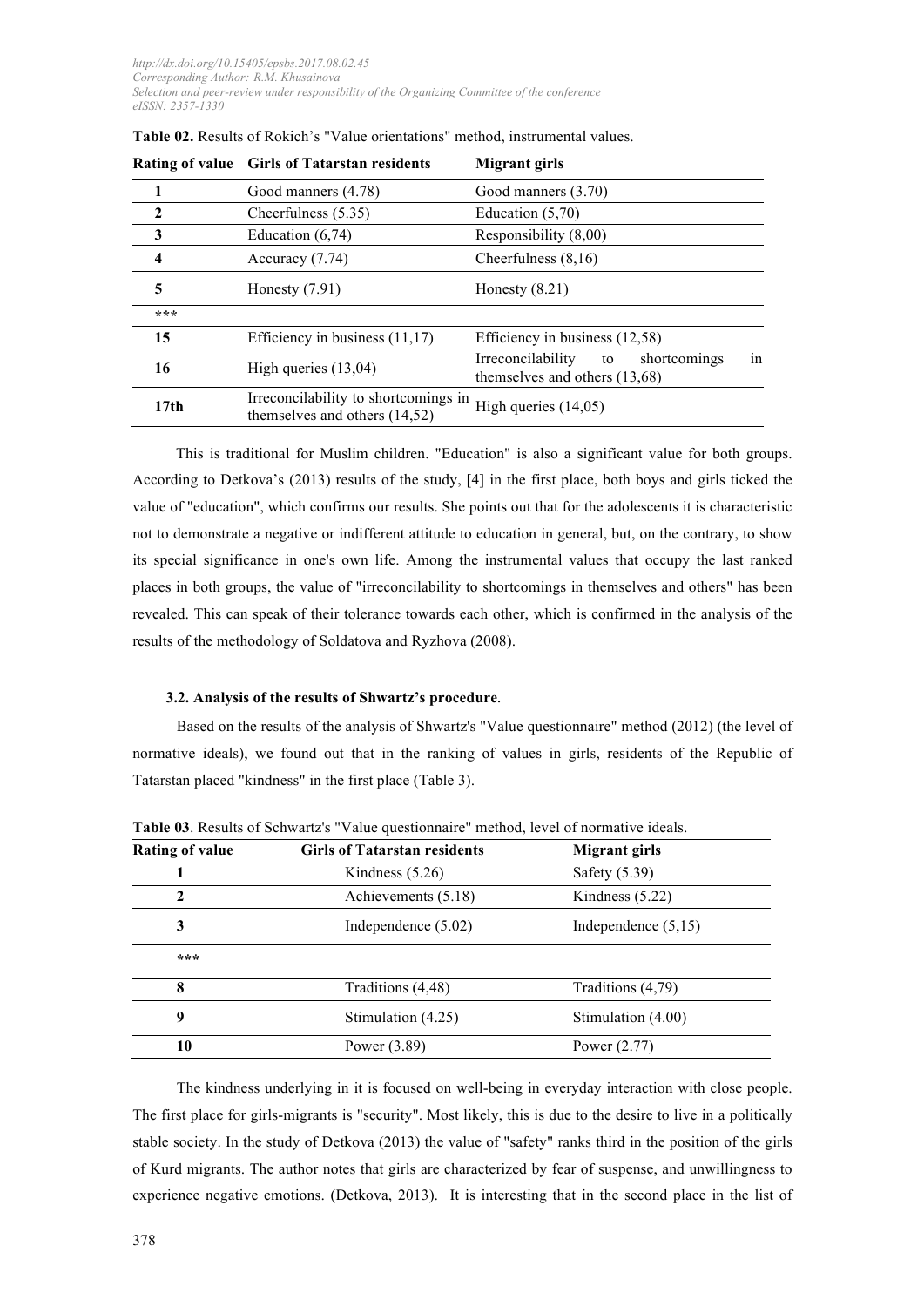**Table 02.** Results of Rokich's "Value orientations" method, instrumental values.

| Rating of value | Girls of Tatarstan residents | Migrant girls |
|---|---|---|
| 1 | Good manners (4.78) | Good manners (3.70) |
| 2 | Cheerfulness (5.35) | Education (5,70) |
| 3 | Education (6,74) | Responsibility (8,00) |
| 4 | Accuracy (7.74) | Cheerfulness (8,16) |
| 5 | Honesty (7.91) | Honesty (8.21) |
| *** | | |
| 15 | Efficiency in business (11,17) | Efficiency in business (12,58) |
| 16 | High queries (13,04) | Irreconcilability to shortcomings in themselves and others (13,68) |
| 17th | Irreconcilability to shortcomings in themselves and others (14,52) | High queries (14,05) |

This is traditional for Muslim children. "Education" is also a significant value for both groups. According to Detkova's (2013) results of the study, [4] in the first place, both boys and girls ticked the value of "education", which confirms our results. She points out that for the adolescents it is characteristic not to demonstrate a negative or indifferent attitude to education in general, but, on the contrary, to show its special significance in one's own life. Among the instrumental values that occupy the last ranked places in both groups, the value of "irreconcilability to shortcomings in themselves and others" has been revealed. This can speak of their tolerance towards each other, which is confirmed in the analysis of the results of the methodology of Soldatova and Ryzhova (2008).

### 3.2. Analysis of the results of Shwartz's procedure.

Based on the results of the analysis of Shwartz's "Value questionnaire" method (2012) (the level of normative ideals), we found out that in the ranking of values in girls, residents of the Republic of Tatarstan placed "kindness" in the first place (Table 3).

**Table 03**. Results of Schwartz's "Value questionnaire" method, level of normative ideals.

| Rating of value | Girls of Tatarstan residents | Migrant girls |
|---|---|---|
| 1 | Kindness (5.26) | Safety (5.39) |
| 2 | Achievements (5.18) | Kindness (5.22) |
| 3 | Independence (5.02) | Independence (5,15) |
| *** | | |
| 8 | Traditions (4,48) | Traditions (4,79) |
| 9 | Stimulation (4.25) | Stimulation (4.00) |
| 10 | Power (3.89) | Power (2.77) |

The kindness underlying in it is focused on well-being in everyday interaction with close people. The first place for girls-migrants is "security". Most likely, this is due to the desire to live in a politically stable society. In the study of Detkova (2013) the value of "safety" ranks third in the position of the girls of Kurd migrants. The author notes that girls are characterized by fear of suspense, and unwillingness to experience negative emotions. (Detkova, 2013). It is interesting that in the second place in the list of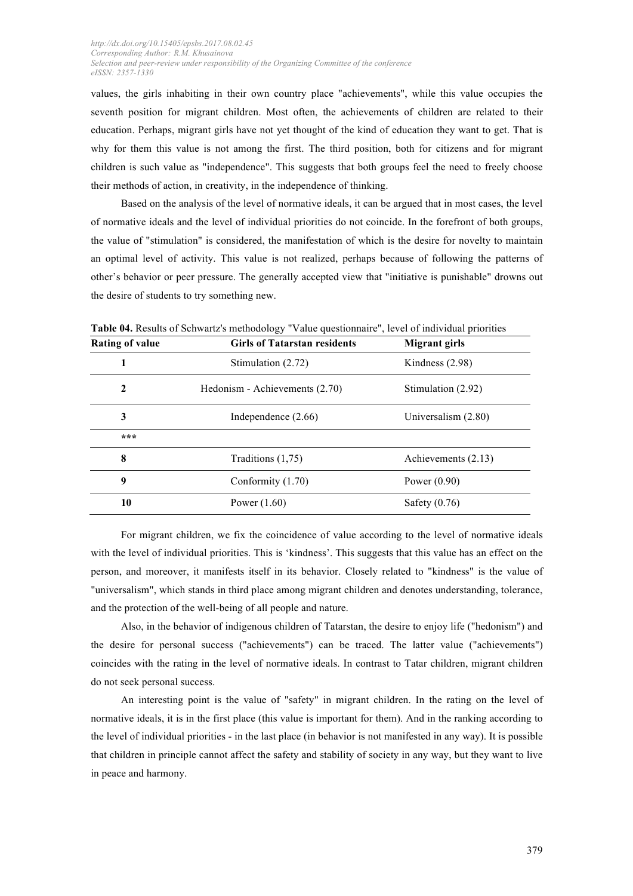values, the girls inhabiting in their own country place "achievements", while this value occupies the seventh position for migrant children. Most often, the achievements of children are related to their education. Perhaps, migrant girls have not yet thought of the kind of education they want to get. That is why for them this value is not among the first. The third position, both for citizens and for migrant children is such value as "independence". This suggests that both groups feel the need to freely choose their methods of action, in creativity, in the independence of thinking.

Based on the analysis of the level of normative ideals, it can be argued that in most cases, the level of normative ideals and the level of individual priorities do not coincide. In the forefront of both groups, the value of "stimulation" is considered, the manifestation of which is the desire for novelty to maintain an optimal level of activity. This value is not realized, perhaps because of following the patterns of other's behavior or peer pressure. The generally accepted view that "initiative is punishable" drowns out the desire of students to try something new.

**Table 04.** Results of Schwartz's methodology "Value questionnaire", level of individual priorities

| Rating of value | Girls of Tatarstan residents | Migrant girls |
|---|---|---|
| 1 | Stimulation (2.72) | Kindness (2.98) |
| 2 | Hedonism - Achievements (2.70) | Stimulation (2.92) |
| 3 | Independence (2.66) | Universalism (2.80) |
| *** | | |
| 8 | Traditions (1,75) | Achievements (2.13) |
| 9 | Conformity (1.70) | Power (0.90) |
| 10 | Power (1.60) | Safety (0.76) |

For migrant children, we fix the coincidence of value according to the level of normative ideals with the level of individual priorities. This is 'kindness'. This suggests that this value has an effect on the person, and moreover, it manifests itself in its behavior. Closely related to "kindness" is the value of "universalism", which stands in third place among migrant children and denotes understanding, tolerance, and the protection of the well-being of all people and nature.

Also, in the behavior of indigenous children of Tatarstan, the desire to enjoy life ("hedonism") and the desire for personal success ("achievements") can be traced. The latter value ("achievements") coincides with the rating in the level of normative ideals. In contrast to Tatar children, migrant children do not seek personal success.

An interesting point is the value of "safety" in migrant children. In the rating on the level of normative ideals, it is in the first place (this value is important for them). And in the ranking according to the level of individual priorities - in the last place (in behavior is not manifested in any way). It is possible that children in principle cannot affect the safety and stability of society in any way, but they want to live in peace and harmony.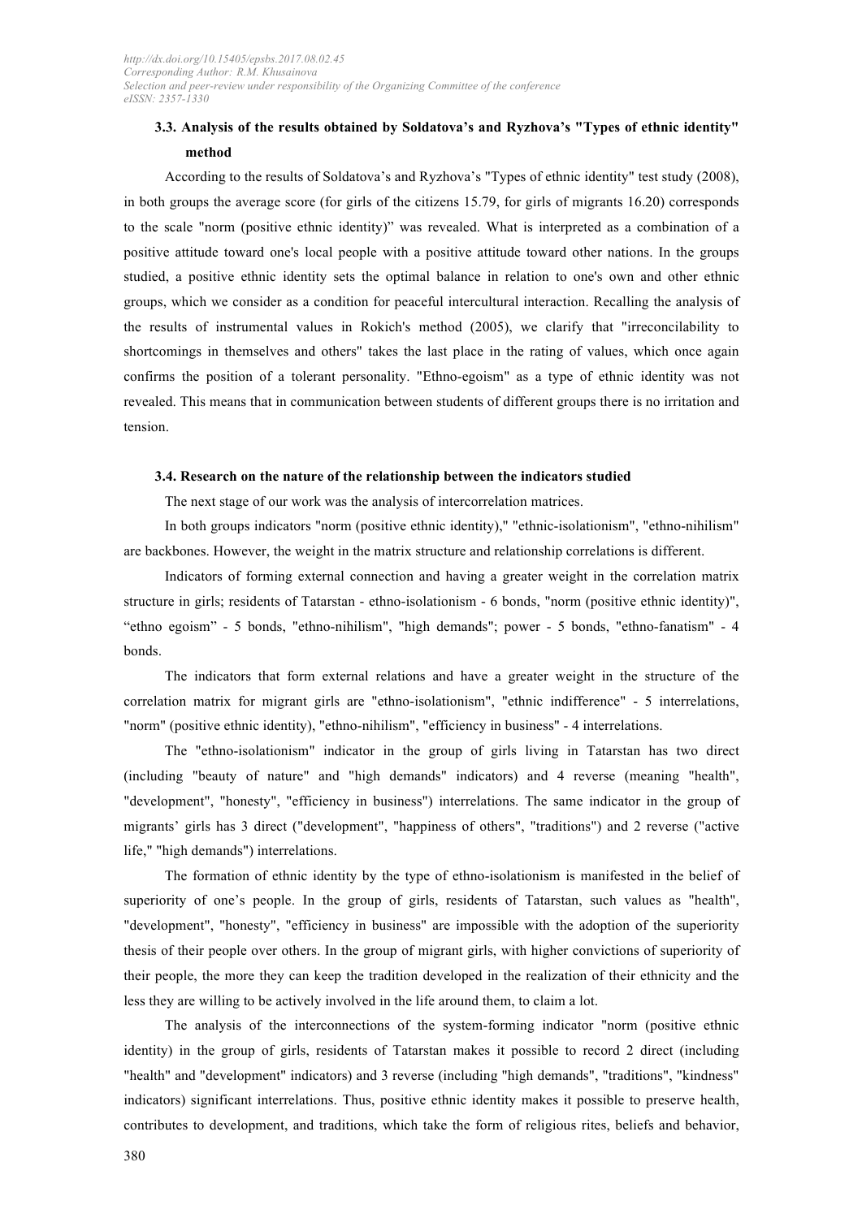### 3.3. Analysis of the results obtained by Soldatova's and Ryzhova's "Types of ethnic identity" method

According to the results of Soldatova's and Ryzhova's "Types of ethnic identity" test study (2008), in both groups the average score (for girls of the citizens 15.79, for girls of migrants 16.20) corresponds to the scale "norm (positive ethnic identity)" was revealed. What is interpreted as a combination of a positive attitude toward one's local people with a positive attitude toward other nations. In the groups studied, a positive ethnic identity sets the optimal balance in relation to one's own and other ethnic groups, which we consider as a condition for peaceful intercultural interaction. Recalling the analysis of the results of instrumental values in Rokich's method (2005), we clarify that "irreconcilability to shortcomings in themselves and others" takes the last place in the rating of values, which once again confirms the position of a tolerant personality. "Ethno-egoism" as a type of ethnic identity was not revealed. This means that in communication between students of different groups there is no irritation and tension.

### 3.4. Research on the nature of the relationship between the indicators studied

The next stage of our work was the analysis of intercorrelation matrices.

In both groups indicators "norm (positive ethnic identity)," "ethnic-isolationism", "ethno-nihilism" are backbones. However, the weight in the matrix structure and relationship correlations is different.

Indicators of forming external connection and having a greater weight in the correlation matrix structure in girls; residents of Tatarstan - ethno-isolationism - 6 bonds, "norm (positive ethnic identity)", "ethno egoism" - 5 bonds, "ethno-nihilism", "high demands"; power - 5 bonds, "ethno-fanatism" - 4 bonds.

The indicators that form external relations and have a greater weight in the structure of the correlation matrix for migrant girls are "ethno-isolationism", "ethnic indifference" - 5 interrelations, "norm" (positive ethnic identity), "ethno-nihilism", "efficiency in business" - 4 interrelations.

The "ethno-isolationism" indicator in the group of girls living in Tatarstan has two direct (including "beauty of nature" and "high demands" indicators) and 4 reverse (meaning "health", "development", "honesty", "efficiency in business") interrelations. The same indicator in the group of migrants' girls has 3 direct ("development", "happiness of others", "traditions") and 2 reverse ("active life," "high demands") interrelations.

The formation of ethnic identity by the type of ethno-isolationism is manifested in the belief of superiority of one's people. In the group of girls, residents of Tatarstan, such values as "health", "development", "honesty", "efficiency in business" are impossible with the adoption of the superiority thesis of their people over others. In the group of migrant girls, with higher convictions of superiority of their people, the more they can keep the tradition developed in the realization of their ethnicity and the less they are willing to be actively involved in the life around them, to claim a lot.

The analysis of the interconnections of the system-forming indicator "norm (positive ethnic identity) in the group of girls, residents of Tatarstan makes it possible to record 2 direct (including "health" and "development" indicators) and 3 reverse (including "high demands", "traditions", "kindness" indicators) significant interrelations. Thus, positive ethnic identity makes it possible to preserve health, contributes to development, and traditions, which take the form of religious rites, beliefs and behavior,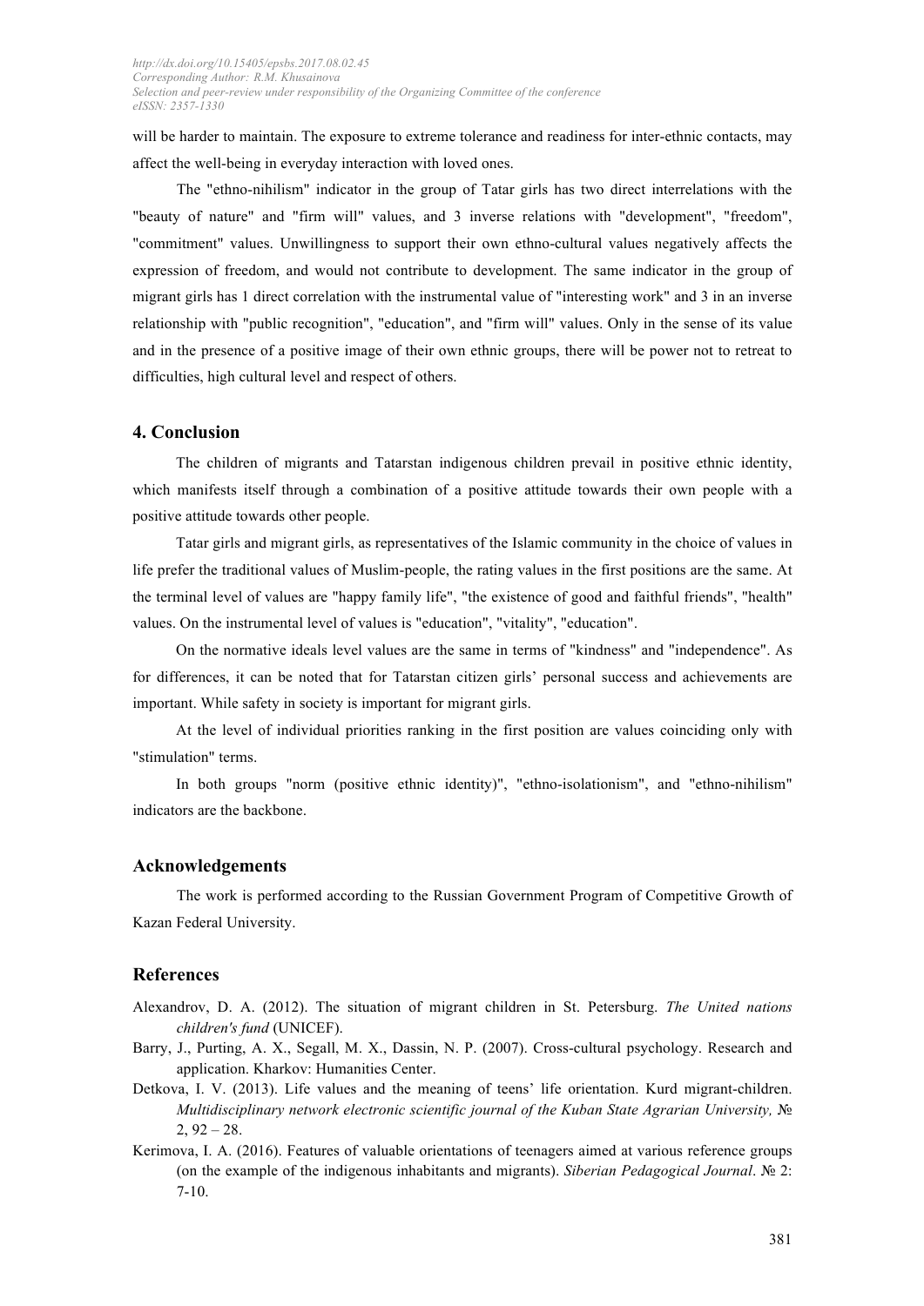will be harder to maintain. The exposure to extreme tolerance and readiness for inter-ethnic contacts, may affect the well-being in everyday interaction with loved ones.

The "ethno-nihilism" indicator in the group of Tatar girls has two direct interrelations with the "beauty of nature" and "firm will" values, and 3 inverse relations with "development", "freedom", "commitment" values. Unwillingness to support their own ethno-cultural values negatively affects the expression of freedom, and would not contribute to development. The same indicator in the group of migrant girls has 1 direct correlation with the instrumental value of "interesting work" and 3 in an inverse relationship with "public recognition", "education", and "firm will" values. Only in the sense of its value and in the presence of a positive image of their own ethnic groups, there will be power not to retreat to difficulties, high cultural level and respect of others.

## 4. Conclusion

The children of migrants and Tatarstan indigenous children prevail in positive ethnic identity, which manifests itself through a combination of a positive attitude towards their own people with a positive attitude towards other people.

Tatar girls and migrant girls, as representatives of the Islamic community in the choice of values in life prefer the traditional values of Muslim-people, the rating values in the first positions are the same. At the terminal level of values are "happy family life", "the existence of good and faithful friends", "health" values. On the instrumental level of values is "education", "vitality", "education".

On the normative ideals level values are the same in terms of "kindness" and "independence". As for differences, it can be noted that for Tatarstan citizen girls' personal success and achievements are important. While safety in society is important for migrant girls.

At the level of individual priorities ranking in the first position are values coinciding only with "stimulation" terms.

In both groups "norm (positive ethnic identity)", "ethno-isolationism", and "ethno-nihilism" indicators are the backbone.

## Acknowledgements

The work is performed according to the Russian Government Program of Competitive Growth of Kazan Federal University.

## References

Alexandrov, D. A. (2012). The situation of migrant children in St. Petersburg. *The United nations children's fund* (UNICEF).

Barry, J., Purting, A. X., Segall, M. X., Dassin, N. P. (2007). Cross-cultural psychology. Research and application. Kharkov: Humanities Center.

Detkova, I. V. (2013). Life values and the meaning of teens' life orientation. Kurd migrant-children. *Multidisciplinary network electronic scientific journal of the Kuban State Agrarian University,* № 2, 92 – 28.

Kerimova, I. A. (2016). Features of valuable orientations of teenagers aimed at various reference groups (on the example of the indigenous inhabitants and migrants). *Siberian Pedagogical Journal*. № 2: 7-10.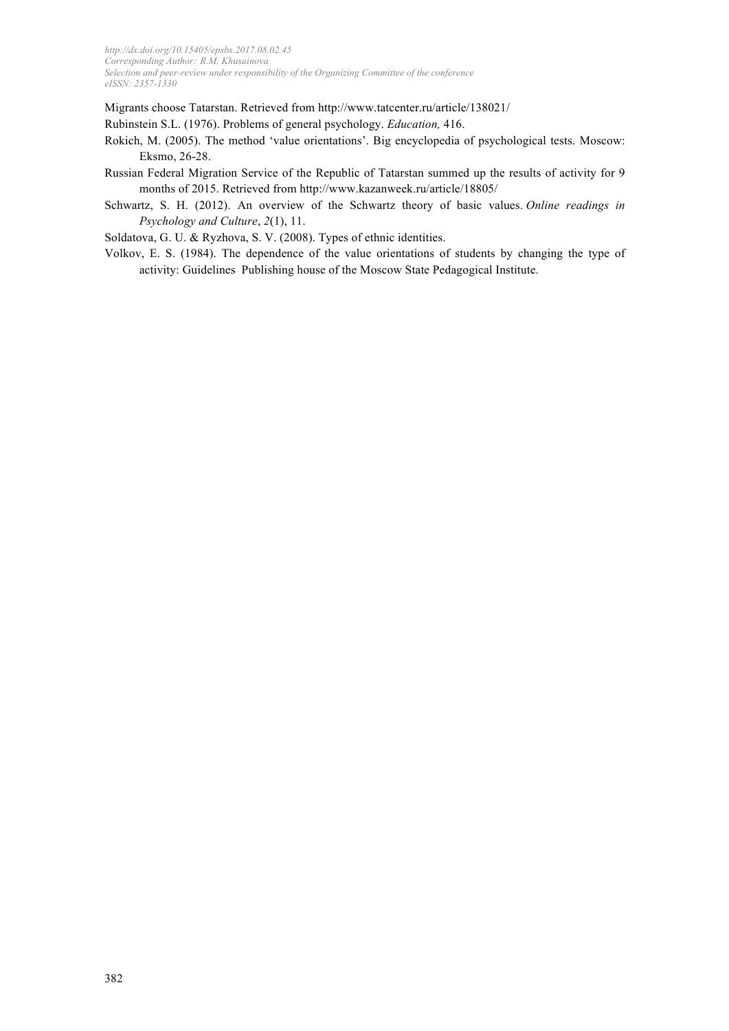Migrants choose Tatarstan. Retrieved from http://www.tatcenter.ru/article/138021/

Rubinstein S.L. (1976). Problems of general psychology. *Education,* 416.

Rokich, M. (2005). The method 'value orientations'. Big encyclopedia of psychological tests. Moscow: Eksmo, 26-28.

Russian Federal Migration Service of the Republic of Tatarstan summed up the results of activity for 9 months of 2015. Retrieved from http://www.kazanweek.ru/article/18805/

Schwartz, S. H. (2012). An overview of the Schwartz theory of basic values. *Online readings in Psychology and Culture*, *2*(1), 11.

Soldatova, G. U. & Ryzhova, S. V. (2008). Types of ethnic identities.

Volkov, E. S. (1984). The dependence of the value orientations of students by changing the type of activity: Guidelines Publishing house of the Moscow State Pedagogical Institute.